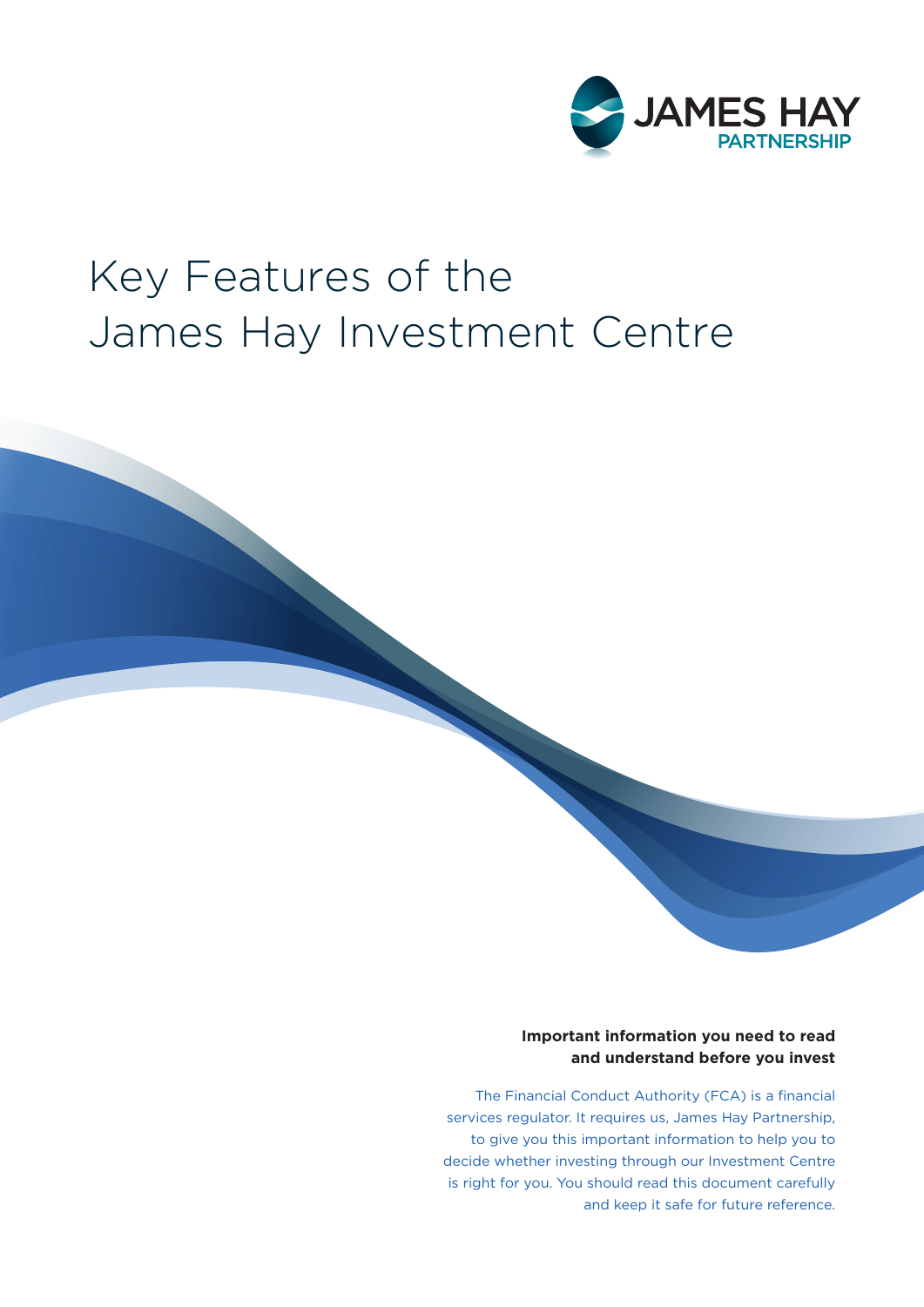JAMES HAY PARTNERSHIP

# Key Features of the James Hay Investment Centre

**Important information you need to read and understand before you invest**

The Financial Conduct Authority (FCA) is a financial services regulator. It requires us, James Hay Partnership, to give you this important information to help you to decide whether investing through our Investment Centre is right for you. You should read this document carefully and keep it safe for future reference.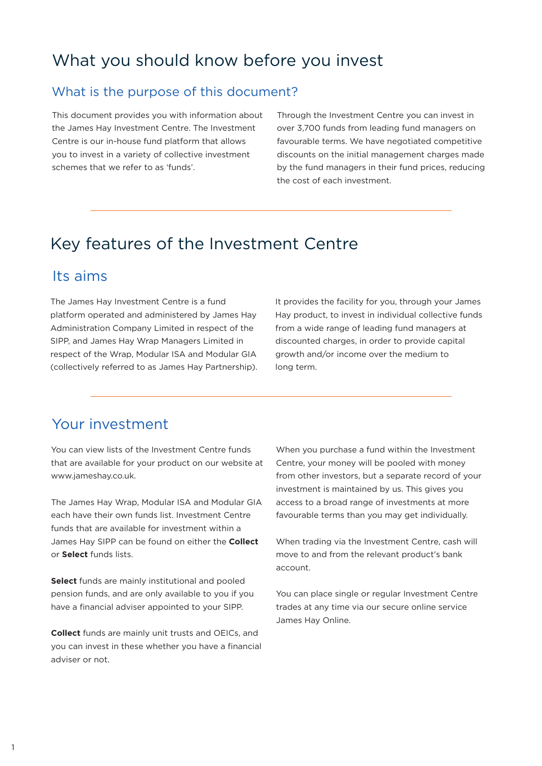# What you should know before you invest

## What is the purpose of this document?

This document provides you with information about the James Hay Investment Centre. The Investment Centre is our in-house fund platform that allows you to invest in a variety of collective investment schemes that we refer to as 'funds'.

Through the Investment Centre you can invest in over 3,700 funds from leading fund managers on favourable terms. We have negotiated competitive discounts on the initial management charges made by the fund managers in their fund prices, reducing the cost of each investment.

# Key features of the Investment Centre

## Its aims

The James Hay Investment Centre is a fund platform operated and administered by James Hay Administration Company Limited in respect of the SIPP, and James Hay Wrap Managers Limited in respect of the Wrap, Modular ISA and Modular GIA (collectively referred to as James Hay Partnership).

It provides the facility for you, through your James Hay product, to invest in individual collective funds from a wide range of leading fund managers at discounted charges, in order to provide capital growth and/or income over the medium to long term.

## Your investment

You can view lists of the Investment Centre funds that are available for your product on our website at www.jameshay.co.uk.

The James Hay Wrap, Modular ISA and Modular GIA each have their own funds list. Investment Centre funds that are available for investment within a James Hay SIPP can be found on either the **Collect** or **Select** funds lists.

**Select** funds are mainly institutional and pooled pension funds, and are only available to you if you have a financial adviser appointed to your SIPP.

**Collect** funds are mainly unit trusts and OEICs, and you can invest in these whether you have a financial adviser or not.

When you purchase a fund within the Investment Centre, your money will be pooled with money from other investors, but a separate record of your investment is maintained by us. This gives you access to a broad range of investments at more favourable terms than you may get individually.

When trading via the Investment Centre, cash will move to and from the relevant product's bank account.

You can place single or regular Investment Centre trades at any time via our secure online service James Hay Online.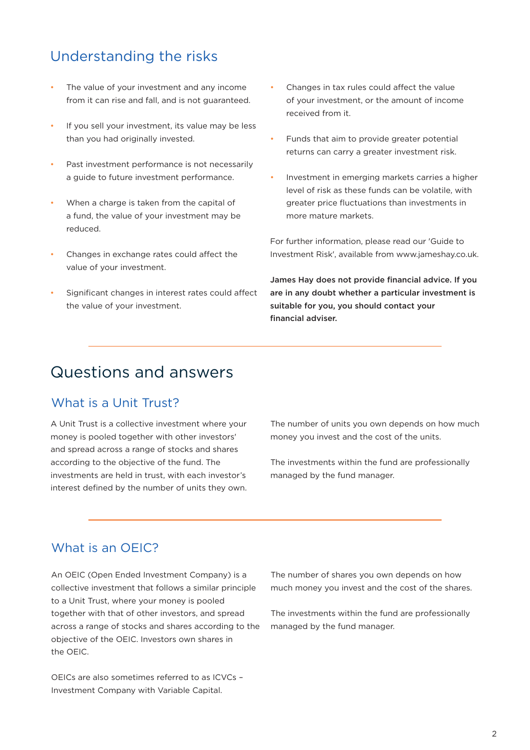## Understanding the risks

- The value of your investment and any income from it can rise and fall, and is not guaranteed.
- If you sell your investment, its value may be less than you had originally invested.
- Past investment performance is not necessarily a guide to future investment performance.
- When a charge is taken from the capital of a fund, the value of your investment may be reduced.
- Changes in exchange rates could affect the value of your investment.
- Significant changes in interest rates could affect the value of your investment.
- Changes in tax rules could affect the value of your investment, or the amount of income received from it.
- Funds that aim to provide greater potential returns can carry a greater investment risk.
- Investment in emerging markets carries a higher level of risk as these funds can be volatile, with greater price fluctuations than investments in more mature markets.

For further information, please read our 'Guide to Investment Risk', available from www.jameshay.co.uk.

**James Hay does not provide financial advice. If you are in any doubt whether a particular investment is suitable for you, you should contact your financial adviser.**

# Questions and answers

## What is a Unit Trust?

A Unit Trust is a collective investment where your money is pooled together with other investors' and spread across a range of stocks and shares according to the objective of the fund. The investments are held in trust, with each investor's interest defined by the number of units they own.

The number of units you own depends on how much money you invest and the cost of the units.

The investments within the fund are professionally managed by the fund manager.

## What is an OEIC?

An OEIC (Open Ended Investment Company) is a collective investment that follows a similar principle to a Unit Trust, where your money is pooled together with that of other investors, and spread across a range of stocks and shares according to the objective of the OEIC. Investors own shares in the OEIC.

OEICs are also sometimes referred to as ICVCs – Investment Company with Variable Capital.

The number of shares you own depends on how much money you invest and the cost of the shares.

The investments within the fund are professionally managed by the fund manager.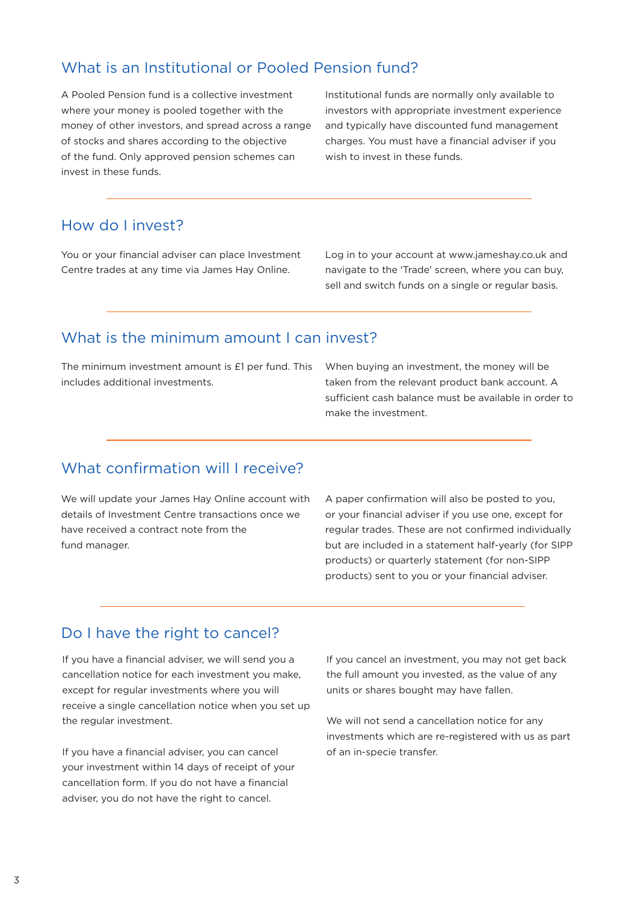## What is an Institutional or Pooled Pension fund?

A Pooled Pension fund is a collective investment where your money is pooled together with the money of other investors, and spread across a range of stocks and shares according to the objective of the fund. Only approved pension schemes can invest in these funds.

Institutional funds are normally only available to investors with appropriate investment experience and typically have discounted fund management charges. You must have a financial adviser if you wish to invest in these funds.

## How do I invest?

You or your financial adviser can place Investment Centre trades at any time via James Hay Online.

Log in to your account at www.jameshay.co.uk and navigate to the 'Trade' screen, where you can buy, sell and switch funds on a single or regular basis.

## What is the minimum amount I can invest?

The minimum investment amount is £1 per fund. This includes additional investments.

When buying an investment, the money will be taken from the relevant product bank account. A sufficient cash balance must be available in order to make the investment.

## What confirmation will I receive?

We will update your James Hay Online account with details of Investment Centre transactions once we have received a contract note from the fund manager.

A paper confirmation will also be posted to you, or your financial adviser if you use one, except for regular trades. These are not confirmed individually but are included in a statement half-yearly (for SIPP products) or quarterly statement (for non-SIPP products) sent to you or your financial adviser.

## Do I have the right to cancel?

If you have a financial adviser, we will send you a cancellation notice for each investment you make, except for regular investments where you will receive a single cancellation notice when you set up the regular investment.

If you have a financial adviser, you can cancel your investment within 14 days of receipt of your cancellation form. If you do not have a financial adviser, you do not have the right to cancel.

If you cancel an investment, you may not get back the full amount you invested, as the value of any units or shares bought may have fallen.

We will not send a cancellation notice for any investments which are re-registered with us as part of an in-specie transfer.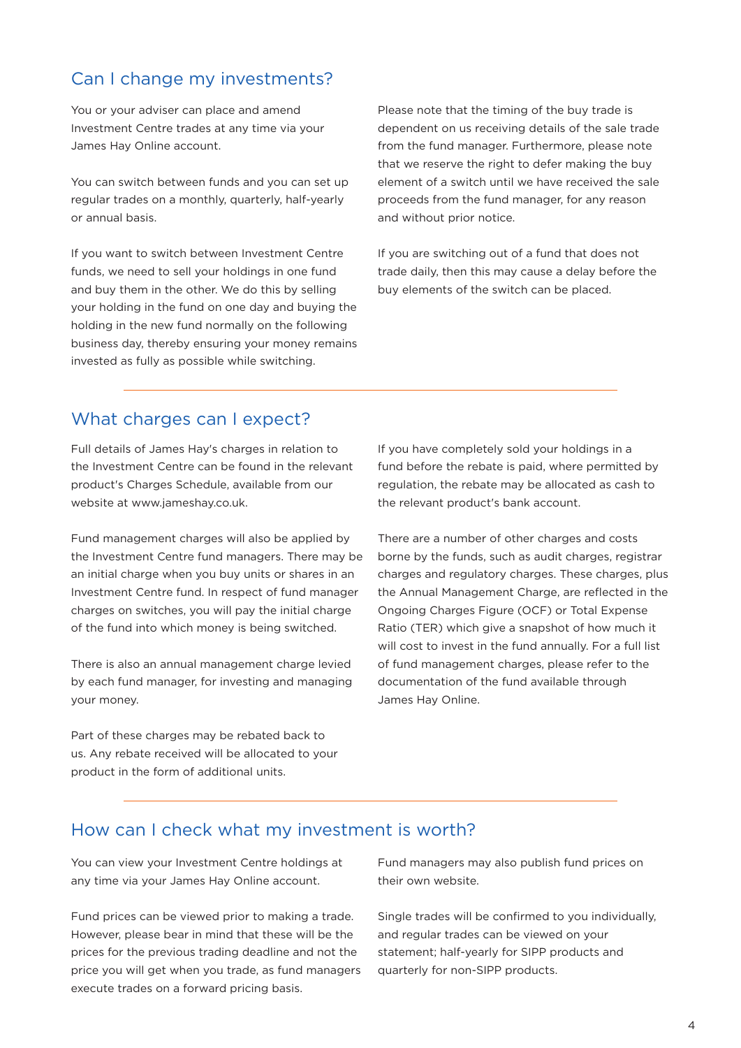## Can I change my investments?

You or your adviser can place and amend Investment Centre trades at any time via your James Hay Online account.

You can switch between funds and you can set up regular trades on a monthly, quarterly, half-yearly or annual basis.

If you want to switch between Investment Centre funds, we need to sell your holdings in one fund and buy them in the other. We do this by selling your holding in the fund on one day and buying the holding in the new fund normally on the following business day, thereby ensuring your money remains invested as fully as possible while switching.

Please note that the timing of the buy trade is dependent on us receiving details of the sale trade from the fund manager. Furthermore, please note that we reserve the right to defer making the buy element of a switch until we have received the sale proceeds from the fund manager, for any reason and without prior notice.

If you are switching out of a fund that does not trade daily, then this may cause a delay before the buy elements of the switch can be placed.

## What charges can I expect?

Full details of James Hay's charges in relation to the Investment Centre can be found in the relevant product's Charges Schedule, available from our website at www.jameshay.co.uk.

Fund management charges will also be applied by the Investment Centre fund managers. There may be an initial charge when you buy units or shares in an Investment Centre fund. In respect of fund manager charges on switches, you will pay the initial charge of the fund into which money is being switched.

There is also an annual management charge levied by each fund manager, for investing and managing your money.

Part of these charges may be rebated back to us. Any rebate received will be allocated to your product in the form of additional units.

If you have completely sold your holdings in a fund before the rebate is paid, where permitted by regulation, the rebate may be allocated as cash to the relevant product's bank account.

There are a number of other charges and costs borne by the funds, such as audit charges, registrar charges and regulatory charges. These charges, plus the Annual Management Charge, are reflected in the Ongoing Charges Figure (OCF) or Total Expense Ratio (TER) which give a snapshot of how much it will cost to invest in the fund annually. For a full list of fund management charges, please refer to the documentation of the fund available through James Hay Online.

## How can I check what my investment is worth?

You can view your Investment Centre holdings at any time via your James Hay Online account.

Fund prices can be viewed prior to making a trade. However, please bear in mind that these will be the prices for the previous trading deadline and not the price you will get when you trade, as fund managers execute trades on a forward pricing basis.

Fund managers may also publish fund prices on their own website.

Single trades will be confirmed to you individually, and regular trades can be viewed on your statement; half-yearly for SIPP products and quarterly for non-SIPP products.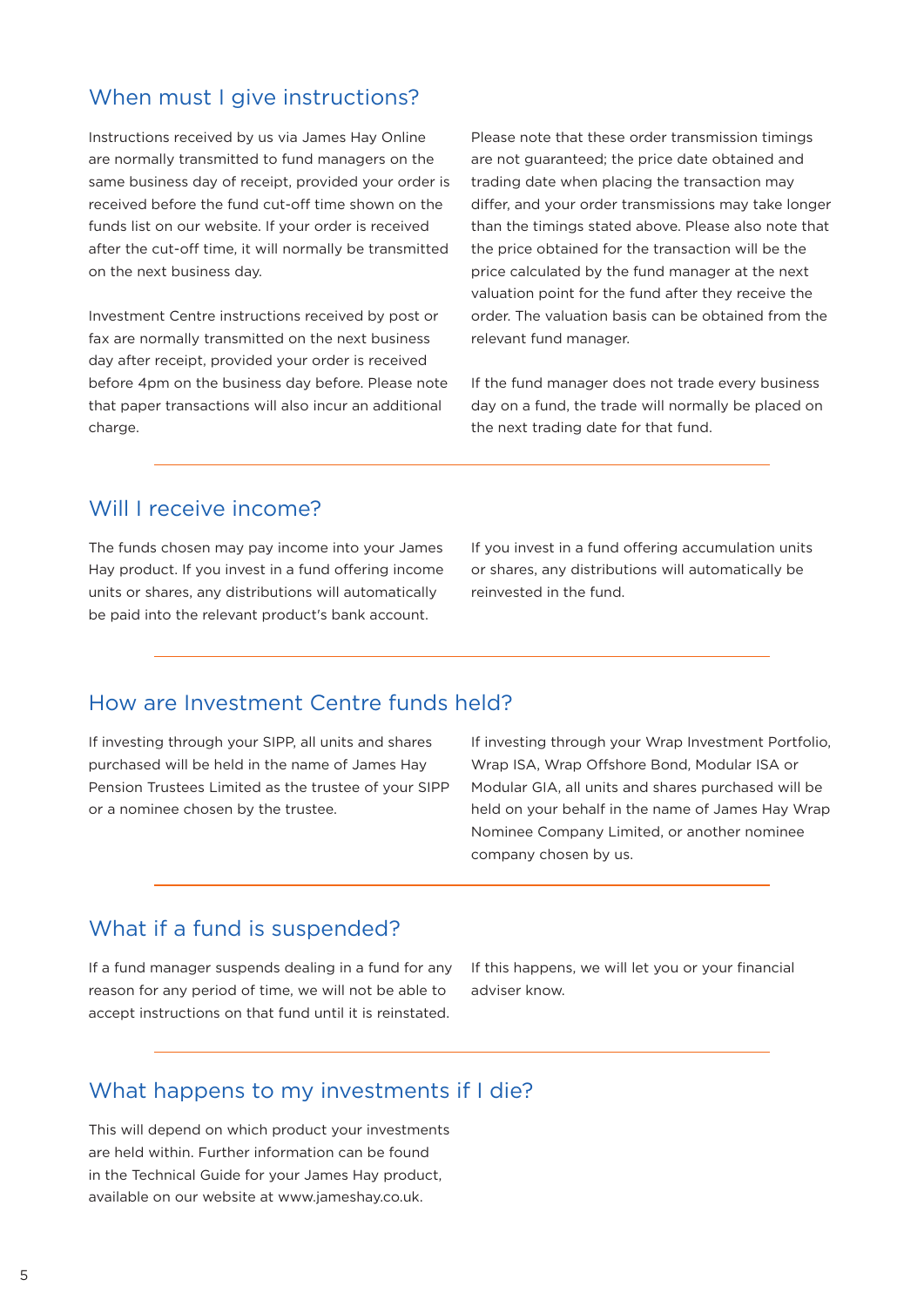## When must I give instructions?

Instructions received by us via James Hay Online are normally transmitted to fund managers on the same business day of receipt, provided your order is received before the fund cut-off time shown on the funds list on our website. If your order is received after the cut-off time, it will normally be transmitted on the next business day.

Investment Centre instructions received by post or fax are normally transmitted on the next business day after receipt, provided your order is received before 4pm on the business day before. Please note that paper transactions will also incur an additional charge.

Please note that these order transmission timings are not guaranteed; the price date obtained and trading date when placing the transaction may differ, and your order transmissions may take longer than the timings stated above. Please also note that the price obtained for the transaction will be the price calculated by the fund manager at the next valuation point for the fund after they receive the order. The valuation basis can be obtained from the relevant fund manager.

If the fund manager does not trade every business day on a fund, the trade will normally be placed on the next trading date for that fund.

## Will I receive income?

The funds chosen may pay income into your James Hay product. If you invest in a fund offering income units or shares, any distributions will automatically be paid into the relevant product's bank account.

If you invest in a fund offering accumulation units or shares, any distributions will automatically be reinvested in the fund.

## How are Investment Centre funds held?

If investing through your SIPP, all units and shares purchased will be held in the name of James Hay Pension Trustees Limited as the trustee of your SIPP or a nominee chosen by the trustee.

If investing through your Wrap Investment Portfolio, Wrap ISA, Wrap Offshore Bond, Modular ISA or Modular GIA, all units and shares purchased will be held on your behalf in the name of James Hay Wrap Nominee Company Limited, or another nominee company chosen by us.

## What if a fund is suspended?

If a fund manager suspends dealing in a fund for any reason for any period of time, we will not be able to accept instructions on that fund until it is reinstated.

If this happens, we will let you or your financial adviser know.

## What happens to my investments if I die?

This will depend on which product your investments are held within. Further information can be found in the Technical Guide for your James Hay product, available on our website at www.jameshay.co.uk.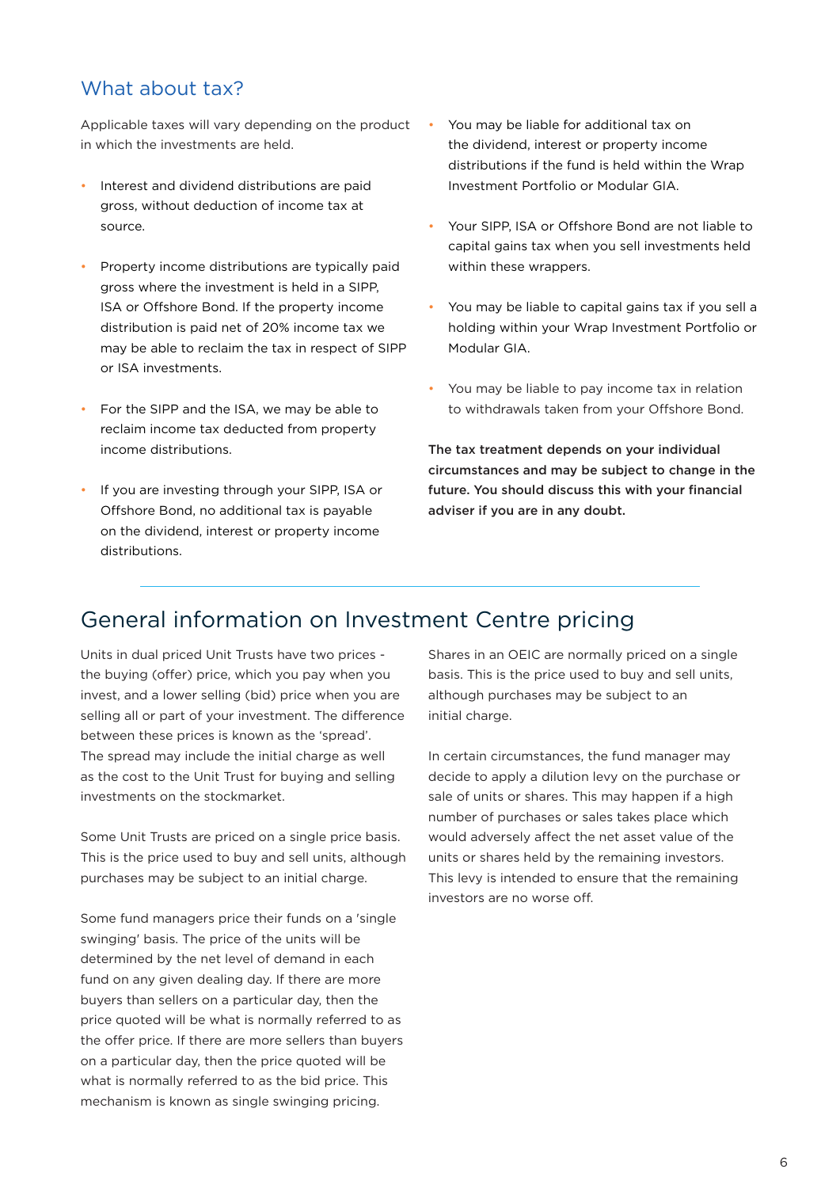## What about tax?

Applicable taxes will vary depending on the product in which the investments are held.

- Interest and dividend distributions are paid gross, without deduction of income tax at source.
- Property income distributions are typically paid gross where the investment is held in a SIPP, ISA or Offshore Bond. If the property income distribution is paid net of 20% income tax we may be able to reclaim the tax in respect of SIPP or ISA investments.
- For the SIPP and the ISA, we may be able to reclaim income tax deducted from property income distributions.
- If you are investing through your SIPP, ISA or Offshore Bond, no additional tax is payable on the dividend, interest or property income distributions.
- You may be liable for additional tax on the dividend, interest or property income distributions if the fund is held within the Wrap Investment Portfolio or Modular GIA.
- Your SIPP, ISA or Offshore Bond are not liable to capital gains tax when you sell investments held within these wrappers.
- You may be liable to capital gains tax if you sell a holding within your Wrap Investment Portfolio or Modular GIA.
- You may be liable to pay income tax in relation to withdrawals taken from your Offshore Bond.

**The tax treatment depends on your individual circumstances and may be subject to change in the future. You should discuss this with your financial adviser if you are in any doubt.**

## General information on Investment Centre pricing

Units in dual priced Unit Trusts have two prices - the buying (offer) price, which you pay when you invest, and a lower selling (bid) price when you are selling all or part of your investment. The difference between these prices is known as the 'spread'. The spread may include the initial charge as well as the cost to the Unit Trust for buying and selling investments on the stockmarket.

Some Unit Trusts are priced on a single price basis. This is the price used to buy and sell units, although purchases may be subject to an initial charge.

Some fund managers price their funds on a 'single swinging' basis. The price of the units will be determined by the net level of demand in each fund on any given dealing day. If there are more buyers than sellers on a particular day, then the price quoted will be what is normally referred to as the offer price. If there are more sellers than buyers on a particular day, then the price quoted will be what is normally referred to as the bid price. This mechanism is known as single swinging pricing.

Shares in an OEIC are normally priced on a single basis. This is the price used to buy and sell units, although purchases may be subject to an initial charge.

In certain circumstances, the fund manager may decide to apply a dilution levy on the purchase or sale of units or shares. This may happen if a high number of purchases or sales takes place which would adversely affect the net asset value of the units or shares held by the remaining investors. This levy is intended to ensure that the remaining investors are no worse off.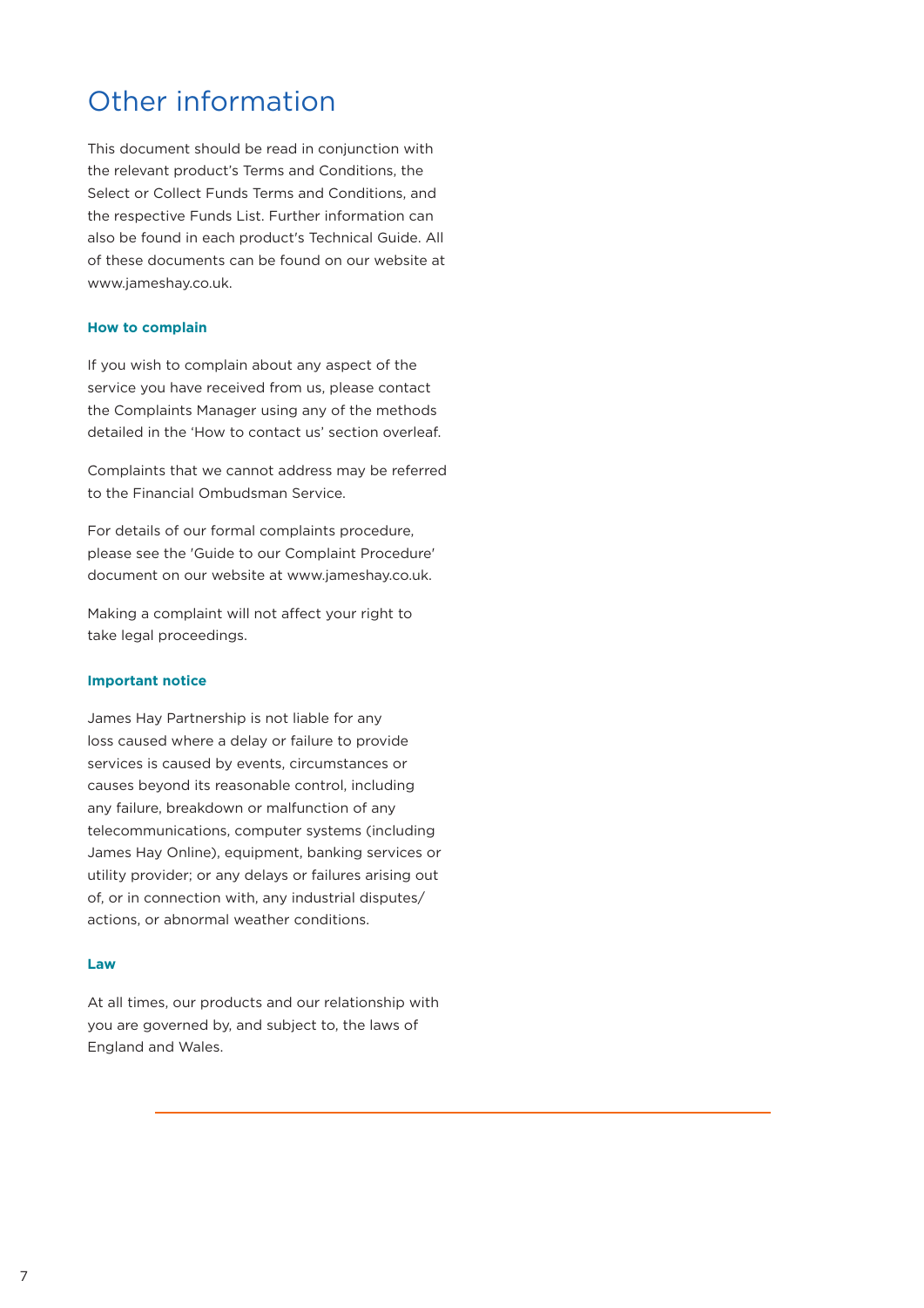# Other information

This document should be read in conjunction with the relevant product's Terms and Conditions, the Select or Collect Funds Terms and Conditions, and the respective Funds List. Further information can also be found in each product's Technical Guide. All of these documents can be found on our website at www.jameshay.co.uk.

### How to complain

If you wish to complain about any aspect of the service you have received from us, please contact the Complaints Manager using any of the methods detailed in the 'How to contact us' section overleaf.

Complaints that we cannot address may be referred to the Financial Ombudsman Service.

For details of our formal complaints procedure, please see the 'Guide to our Complaint Procedure' document on our website at www.jameshay.co.uk.

Making a complaint will not affect your right to take legal proceedings.

### Important notice

James Hay Partnership is not liable for any loss caused where a delay or failure to provide services is caused by events, circumstances or causes beyond its reasonable control, including any failure, breakdown or malfunction of any telecommunications, computer systems (including James Hay Online), equipment, banking services or utility provider; or any delays or failures arising out of, or in connection with, any industrial disputes/actions, or abnormal weather conditions.

### Law

At all times, our products and our relationship with you are governed by, and subject to, the laws of England and Wales.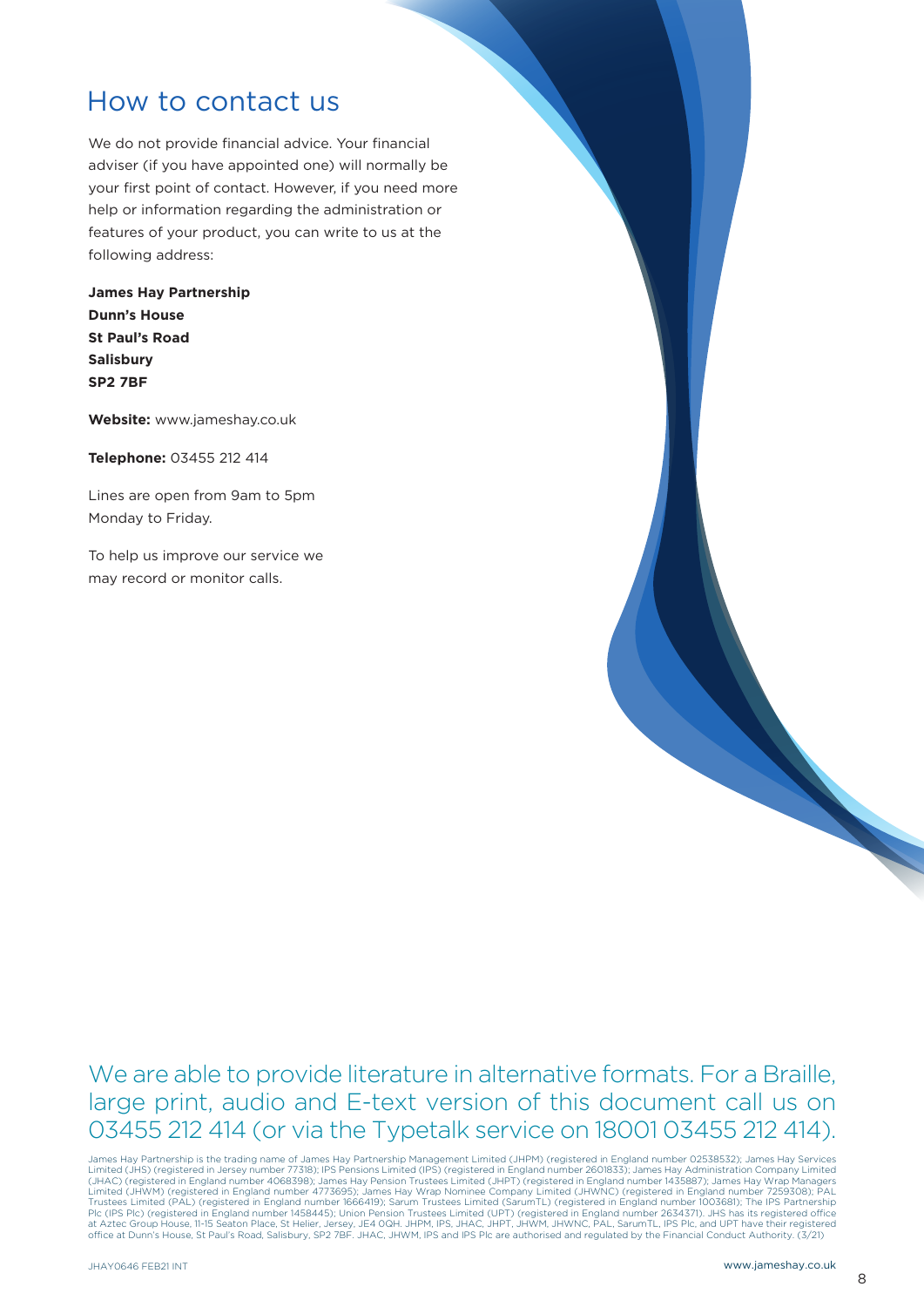## How to contact us

We do not provide financial advice. Your financial adviser (if you have appointed one) will normally be your first point of contact. However, if you need more help or information regarding the administration or features of your product, you can write to us at the following address:

**James Hay Partnership**
**Dunn's House**
**St Paul's Road**
**Salisbury**
**SP2 7BF**

**Website:** www.jameshay.co.uk

**Telephone:** 03455 212 414

Lines are open from 9am to 5pm Monday to Friday.

To help us improve our service we may record or monitor calls.

We are able to provide literature in alternative formats. For a Braille, large print, audio and E-text version of this document call us on 03455 212 414 (or via the Typetalk service on 18001 03455 212 414).

James Hay Partnership is the trading name of James Hay Partnership Management Limited (JHPM) (registered in England number 02538532); James Hay Services Limited (JHS) (registered in Jersey number 77318); IPS Pensions Limited (IPS) (registered in England number 2601833); James Hay Administration Company Limited (JHAC) (registered in England number 4068398); James Hay Pension Trustees Limited (JHPT) (registered in England number 1435887); James Hay Wrap Managers Limited (JHWM) (registered in England number 4773695); James Hay Wrap Nominee Company Limited (JHWNC) (registered in England number 7259308); PAL Trustees Limited (PAL) (registered in England number 1666419); Sarum Trustees Limited (SarumTL) (registered in England number 1003681); The IPS Partnership Plc (IPS Plc) (registered in England number 1458445); Union Pension Trustees Limited (UPT) (registered in England number 2634371). JHS has its registered office at Aztec Group House, 11-15 Seaton Place, St Helier, Jersey, JE4 0QH. JHPM, IPS, JHAC, JHPT, JHWM, JHWNC, PAL, SarumTL, IPS Plc, and UPT have their registered office at Dunn's House, St Paul's Road, Salisbury, SP2 7BF. JHAC, JHWM, IPS and IPS Plc are authorised and regulated by the Financial Conduct Authority. (3/21)

JHAY0646 FEB21 INT

www.jameshay.co.uk